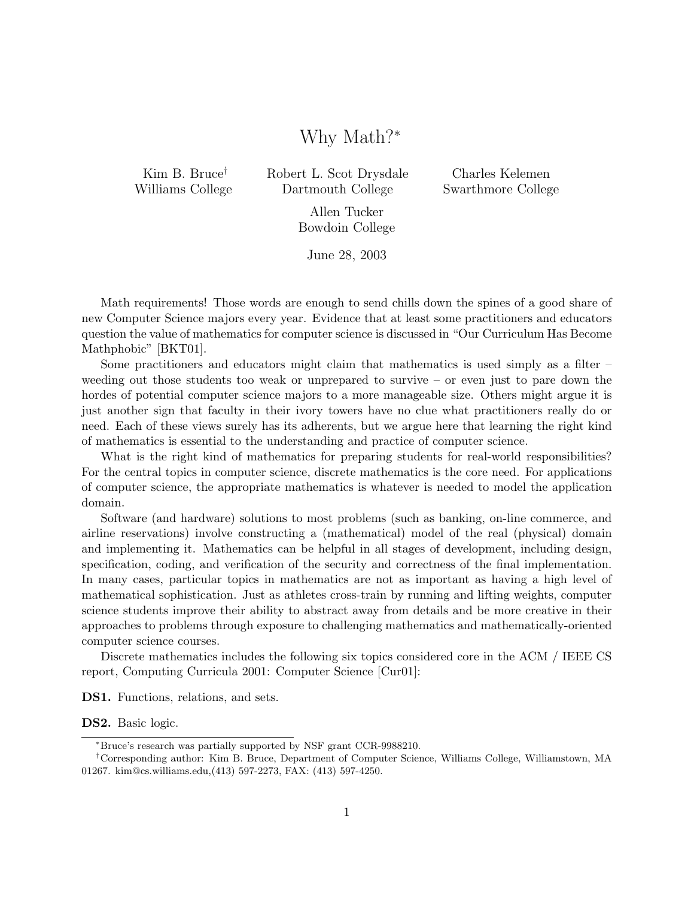# Why Math?[*]

Kim B. Bruce[†] — Williams College
Robert L. Scot Drysdale — Dartmouth College
Charles Kelemen — Swarthmore College
Allen Tucker — Bowdoin College

June 28, 2003

Math requirements! Those words are enough to send chills down the spines of a good share of new Computer Science majors every year. Evidence that at least some practitioners and educators question the value of mathematics for computer science is discussed in "Our Curriculum Has Become Mathphobic" [BKT01].

Some practitioners and educators might claim that mathematics is used simply as a filter – weeding out those students too weak or unprepared to survive – or even just to pare down the hordes of potential computer science majors to a more manageable size. Others might argue it is just another sign that faculty in their ivory towers have no clue what practitioners really do or need. Each of these views surely has its adherents, but we argue here that learning the right kind of mathematics is essential to the understanding and practice of computer science.

What is the right kind of mathematics for preparing students for real-world responsibilities? For the central topics in computer science, discrete mathematics is the core need. For applications of computer science, the appropriate mathematics is whatever is needed to model the application domain.

Software (and hardware) solutions to most problems (such as banking, on-line commerce, and airline reservations) involve constructing a (mathematical) model of the real (physical) domain and implementing it. Mathematics can be helpful in all stages of development, including design, specification, coding, and verification of the security and correctness of the final implementation. In many cases, particular topics in mathematics are not as important as having a high level of mathematical sophistication. Just as athletes cross-train by running and lifting weights, computer science students improve their ability to abstract away from details and be more creative in their approaches to problems through exposure to challenging mathematics and mathematically-oriented computer science courses.

Discrete mathematics includes the following six topics considered core in the ACM / IEEE CS report, Computing Curricula 2001: Computer Science [Cur01]:

**DS1.** Functions, relations, and sets.

**DS2.** Basic logic.

---

[*] Bruce's research was partially supported by NSF grant CCR-9988210.

[†] Corresponding author: Kim B. Bruce, Department of Computer Science, Williams College, Williamstown, MA 01267. kim@cs.williams.edu,(413) 597-2273, FAX: (413) 597-4250.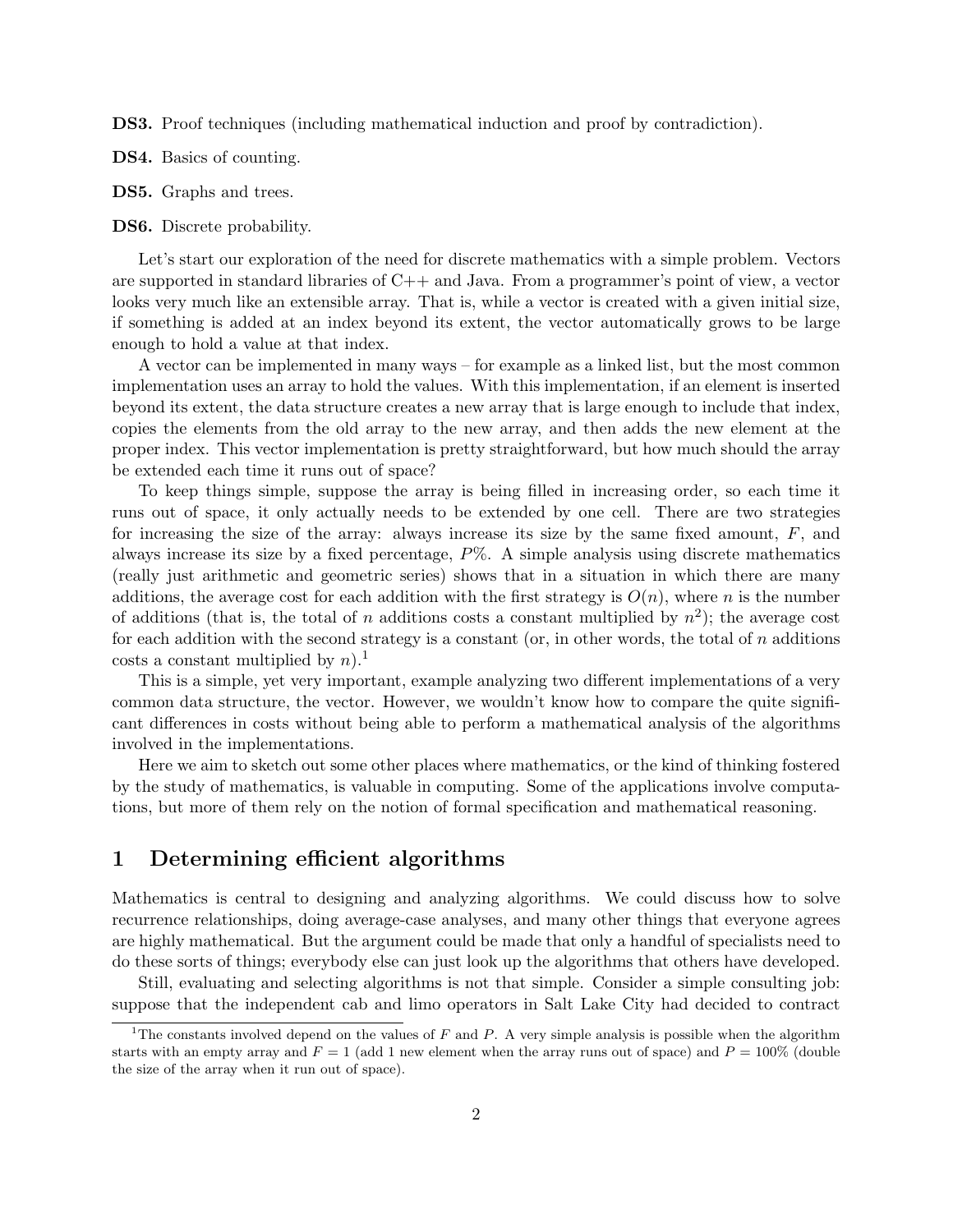**DS3.** Proof techniques (including mathematical induction and proof by contradiction).

**DS4.** Basics of counting.

**DS5.** Graphs and trees.

**DS6.** Discrete probability.

Let's start our exploration of the need for discrete mathematics with a simple problem. Vectors are supported in standard libraries of C++ and Java. From a programmer's point of view, a vector looks very much like an extensible array. That is, while a vector is created with a given initial size, if something is added at an index beyond its extent, the vector automatically grows to be large enough to hold a value at that index.

A vector can be implemented in many ways – for example as a linked list, but the most common implementation uses an array to hold the values. With this implementation, if an element is inserted beyond its extent, the data structure creates a new array that is large enough to include that index, copies the elements from the old array to the new array, and then adds the new element at the proper index. This vector implementation is pretty straightforward, but how much should the array be extended each time it runs out of space?

To keep things simple, suppose the array is being filled in increasing order, so each time it runs out of space, it only actually needs to be extended by one cell. There are two strategies for increasing the size of the array: always increase its size by the same fixed amount, $F$, and always increase its size by a fixed percentage, $P\%$. A simple analysis using discrete mathematics (really just arithmetic and geometric series) shows that in a situation in which there are many additions, the average cost for each addition with the first strategy is $O(n)$, where $n$ is the number of additions (that is, the total of $n$ additions costs a constant multiplied by $n^2$); the average cost for each addition with the second strategy is a constant (or, in other words, the total of $n$ additions costs a constant multiplied by $n$).[1]

This is a simple, yet very important, example analyzing two different implementations of a very common data structure, the vector. However, we wouldn't know how to compare the quite significant differences in costs without being able to perform a mathematical analysis of the algorithms involved in the implementations.

Here we aim to sketch out some other places where mathematics, or the kind of thinking fostered by the study of mathematics, is valuable in computing. Some of the applications involve computations, but more of them rely on the notion of formal specification and mathematical reasoning.

# 1 Determining efficient algorithms

Mathematics is central to designing and analyzing algorithms. We could discuss how to solve recurrence relationships, doing average-case analyses, and many other things that everyone agrees are highly mathematical. But the argument could be made that only a handful of specialists need to do these sorts of things; everybody else can just look up the algorithms that others have developed.

Still, evaluating and selecting algorithms is not that simple. Consider a simple consulting job: suppose that the independent cab and limo operators in Salt Lake City had decided to contract

---

[1] The constants involved depend on the values of $F$ and $P$. A very simple analysis is possible when the algorithm starts with an empty array and $F = 1$ (add 1 new element when the array runs out of space) and $P = 100\%$ (double the size of the array when it run out of space).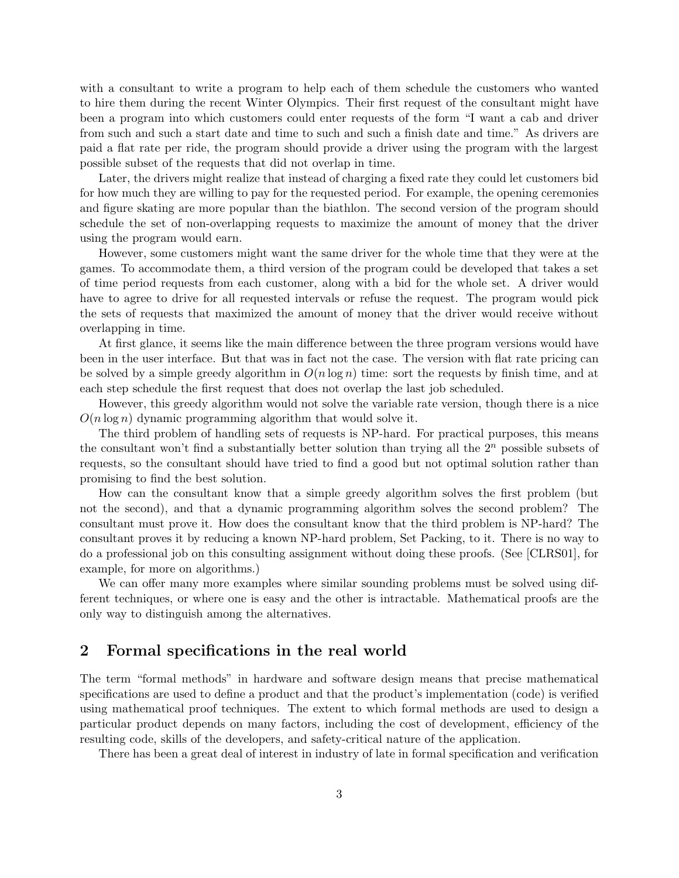with a consultant to write a program to help each of them schedule the customers who wanted to hire them during the recent Winter Olympics. Their first request of the consultant might have been a program into which customers could enter requests of the form "I want a cab and driver from such and such a start date and time to such and such a finish date and time." As drivers are paid a flat rate per ride, the program should provide a driver using the program with the largest possible subset of the requests that did not overlap in time.

Later, the drivers might realize that instead of charging a fixed rate they could let customers bid for how much they are willing to pay for the requested period. For example, the opening ceremonies and figure skating are more popular than the biathlon. The second version of the program should schedule the set of non-overlapping requests to maximize the amount of money that the driver using the program would earn.

However, some customers might want the same driver for the whole time that they were at the games. To accommodate them, a third version of the program could be developed that takes a set of time period requests from each customer, along with a bid for the whole set. A driver would have to agree to drive for all requested intervals or refuse the request. The program would pick the sets of requests that maximized the amount of money that the driver would receive without overlapping in time.

At first glance, it seems like the main difference between the three program versions would have been in the user interface. But that was in fact not the case. The version with flat rate pricing can be solved by a simple greedy algorithm in $O(n \log n)$ time: sort the requests by finish time, and at each step schedule the first request that does not overlap the last job scheduled.

However, this greedy algorithm would not solve the variable rate version, though there is a nice $O(n \log n)$ dynamic programming algorithm that would solve it.

The third problem of handling sets of requests is NP-hard. For practical purposes, this means the consultant won't find a substantially better solution than trying all the $2^n$ possible subsets of requests, so the consultant should have tried to find a good but not optimal solution rather than promising to find the best solution.

How can the consultant know that a simple greedy algorithm solves the first problem (but not the second), and that a dynamic programming algorithm solves the second problem? The consultant must prove it. How does the consultant know that the third problem is NP-hard? The consultant proves it by reducing a known NP-hard problem, Set Packing, to it. There is no way to do a professional job on this consulting assignment without doing these proofs. (See [CLRS01], for example, for more on algorithms.)

We can offer many more examples where similar sounding problems must be solved using different techniques, or where one is easy and the other is intractable. Mathematical proofs are the only way to distinguish among the alternatives.

## 2 Formal specifications in the real world

The term "formal methods" in hardware and software design means that precise mathematical specifications are used to define a product and that the product's implementation (code) is verified using mathematical proof techniques. The extent to which formal methods are used to design a particular product depends on many factors, including the cost of development, efficiency of the resulting code, skills of the developers, and safety-critical nature of the application.

There has been a great deal of interest in industry of late in formal specification and verification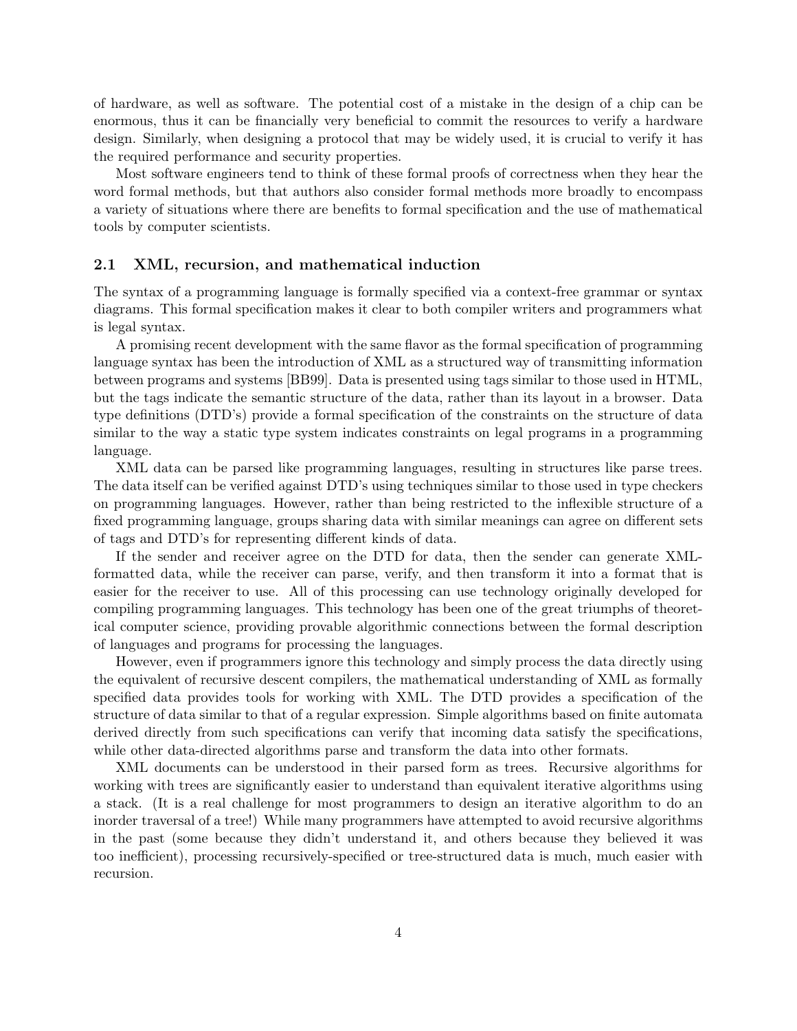of hardware, as well as software. The potential cost of a mistake in the design of a chip can be enormous, thus it can be financially very beneficial to commit the resources to verify a hardware design. Similarly, when designing a protocol that may be widely used, it is crucial to verify it has the required performance and security properties.

Most software engineers tend to think of these formal proofs of correctness when they hear the word formal methods, but that authors also consider formal methods more broadly to encompass a variety of situations where there are benefits to formal specification and the use of mathematical tools by computer scientists.

## 2.1 XML, recursion, and mathematical induction

The syntax of a programming language is formally specified via a context-free grammar or syntax diagrams. This formal specification makes it clear to both compiler writers and programmers what is legal syntax.

A promising recent development with the same flavor as the formal specification of programming language syntax has been the introduction of XML as a structured way of transmitting information between programs and systems [BB99]. Data is presented using tags similar to those used in HTML, but the tags indicate the semantic structure of the data, rather than its layout in a browser. Data type definitions (DTD's) provide a formal specification of the constraints on the structure of data similar to the way a static type system indicates constraints on legal programs in a programming language.

XML data can be parsed like programming languages, resulting in structures like parse trees. The data itself can be verified against DTD's using techniques similar to those used in type checkers on programming languages. However, rather than being restricted to the inflexible structure of a fixed programming language, groups sharing data with similar meanings can agree on different sets of tags and DTD's for representing different kinds of data.

If the sender and receiver agree on the DTD for data, then the sender can generate XML-formatted data, while the receiver can parse, verify, and then transform it into a format that is easier for the receiver to use. All of this processing can use technology originally developed for compiling programming languages. This technology has been one of the great triumphs of theoretical computer science, providing provable algorithmic connections between the formal description of languages and programs for processing the languages.

However, even if programmers ignore this technology and simply process the data directly using the equivalent of recursive descent compilers, the mathematical understanding of XML as formally specified data provides tools for working with XML. The DTD provides a specification of the structure of data similar to that of a regular expression. Simple algorithms based on finite automata derived directly from such specifications can verify that incoming data satisfy the specifications, while other data-directed algorithms parse and transform the data into other formats.

XML documents can be understood in their parsed form as trees. Recursive algorithms for working with trees are significantly easier to understand than equivalent iterative algorithms using a stack. (It is a real challenge for most programmers to design an iterative algorithm to do an inorder traversal of a tree!) While many programmers have attempted to avoid recursive algorithms in the past (some because they didn't understand it, and others because they believed it was too inefficient), processing recursively-specified or tree-structured data is much, much easier with recursion.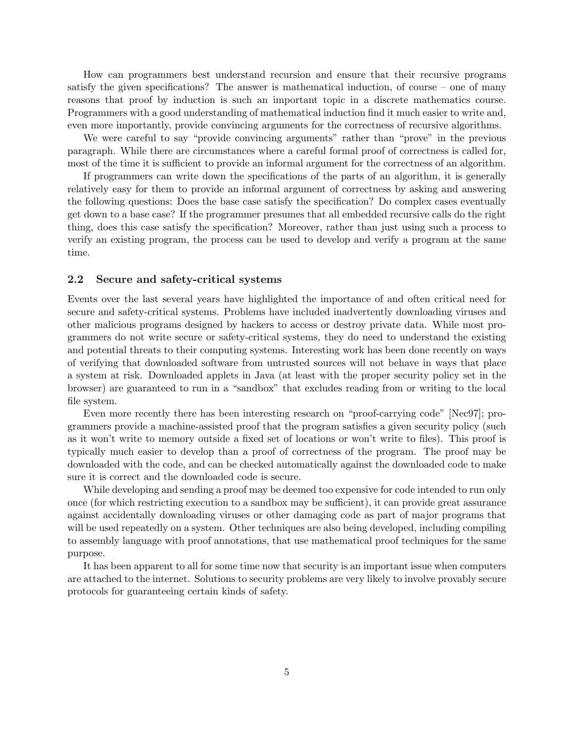How can programmers best understand recursion and ensure that their recursive programs satisfy the given specifications? The answer is mathematical induction, of course – one of many reasons that proof by induction is such an important topic in a discrete mathematics course. Programmers with a good understanding of mathematical induction find it much easier to write and, even more importantly, provide convincing arguments for the correctness of recursive algorithms.

We were careful to say "provide convincing arguments" rather than "prove" in the previous paragraph. While there are circumstances where a careful formal proof of correctness is called for, most of the time it is sufficient to provide an informal argument for the correctness of an algorithm.

If programmers can write down the specifications of the parts of an algorithm, it is generally relatively easy for them to provide an informal argument of correctness by asking and answering the following questions: Does the base case satisfy the specification? Do complex cases eventually get down to a base case? If the programmer presumes that all embedded recursive calls do the right thing, does this case satisfy the specification? Moreover, rather than just using such a process to verify an existing program, the process can be used to develop and verify a program at the same time.

### 2.2 Secure and safety-critical systems

Events over the last several years have highlighted the importance of and often critical need for secure and safety-critical systems. Problems have included inadvertently downloading viruses and other malicious programs designed by hackers to access or destroy private data. While most programmers do not write secure or safety-critical systems, they do need to understand the existing and potential threats to their computing systems. Interesting work has been done recently on ways of verifying that downloaded software from untrusted sources will not behave in ways that place a system at risk. Downloaded applets in Java (at least with the proper security policy set in the browser) are guaranteed to run in a "sandbox" that excludes reading from or writing to the local file system.

Even more recently there has been interesting research on "proof-carrying code" [Nec97]; programmers provide a machine-assisted proof that the program satisfies a given security policy (such as it won't write to memory outside a fixed set of locations or won't write to files). This proof is typically much easier to develop than a proof of correctness of the program. The proof may be downloaded with the code, and can be checked automatically against the downloaded code to make sure it is correct and the downloaded code is secure.

While developing and sending a proof may be deemed too expensive for code intended to run only once (for which restricting execution to a sandbox may be sufficient), it can provide great assurance against accidentally downloading viruses or other damaging code as part of major programs that will be used repeatedly on a system. Other techniques are also being developed, including compiling to assembly language with proof annotations, that use mathematical proof techniques for the same purpose.

It has been apparent to all for some time now that security is an important issue when computers are attached to the internet. Solutions to security problems are very likely to involve provably secure protocols for guaranteeing certain kinds of safety.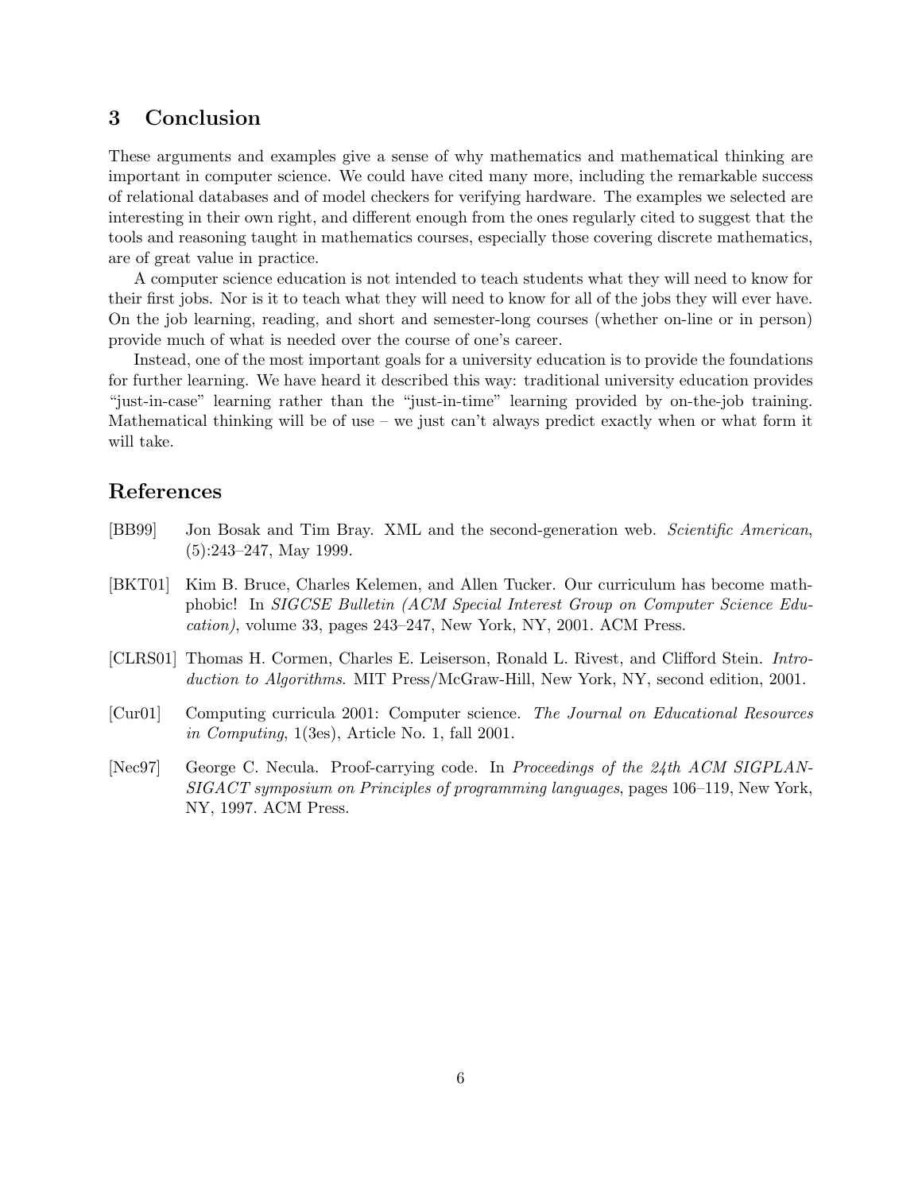## 3 Conclusion

These arguments and examples give a sense of why mathematics and mathematical thinking are important in computer science. We could have cited many more, including the remarkable success of relational databases and of model checkers for verifying hardware. The examples we selected are interesting in their own right, and different enough from the ones regularly cited to suggest that the tools and reasoning taught in mathematics courses, especially those covering discrete mathematics, are of great value in practice.

A computer science education is not intended to teach students what they will need to know for their first jobs. Nor is it to teach what they will need to know for all of the jobs they will ever have. On the job learning, reading, and short and semester-long courses (whether on-line or in person) provide much of what is needed over the course of one's career.

Instead, one of the most important goals for a university education is to provide the foundations for further learning. We have heard it described this way: traditional university education provides "just-in-case" learning rather than the "just-in-time" learning provided by on-the-job training. Mathematical thinking will be of use – we just can't always predict exactly when or what form it will take.

## References

[BB99] Jon Bosak and Tim Bray. XML and the second-generation web. *Scientific American*, (5):243–247, May 1999.

[BKT01] Kim B. Bruce, Charles Kelemen, and Allen Tucker. Our curriculum has become math-phobic! In *SIGCSE Bulletin (ACM Special Interest Group on Computer Science Education)*, volume 33, pages 243–247, New York, NY, 2001. ACM Press.

[CLRS01] Thomas H. Cormen, Charles E. Leiserson, Ronald L. Rivest, and Clifford Stein. *Introduction to Algorithms*. MIT Press/McGraw-Hill, New York, NY, second edition, 2001.

[Cur01] Computing curricula 2001: Computer science. *The Journal on Educational Resources in Computing*, 1(3es), Article No. 1, fall 2001.

[Nec97] George C. Necula. Proof-carrying code. In *Proceedings of the 24th ACM SIGPLAN-SIGACT symposium on Principles of programming languages*, pages 106–119, New York, NY, 1997. ACM Press.